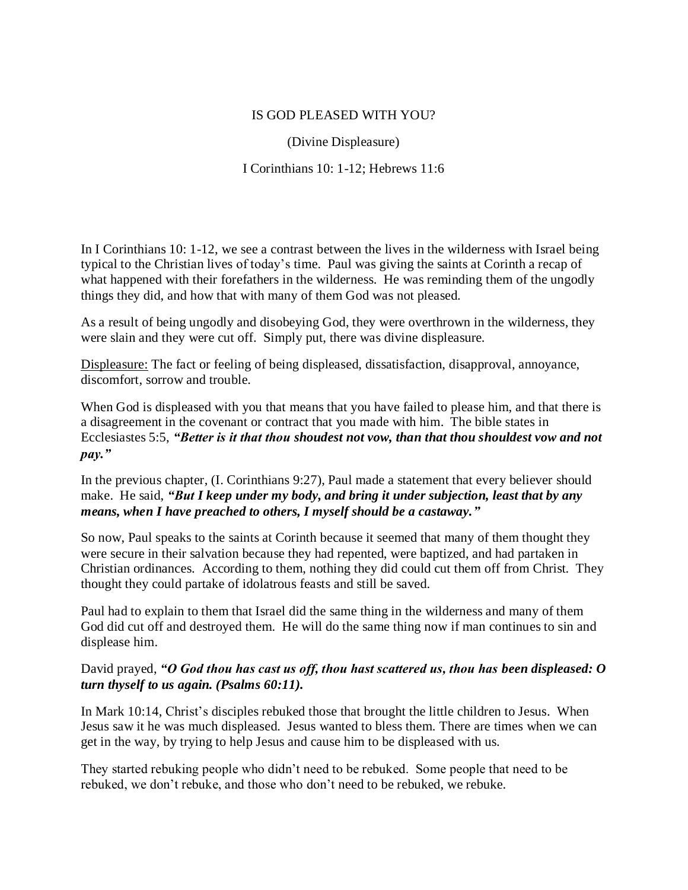# IS GOD PLEASED WITH YOU?

(Divine Displeasure)

I Corinthians 10: 1-12; Hebrews 11:6

In I Corinthians 10: 1-12, we see a contrast between the lives in the wilderness with Israel being typical to the Christian lives of today's time. Paul was giving the saints at Corinth a recap of what happened with their forefathers in the wilderness. He was reminding them of the ungodly things they did, and how that with many of them God was not pleased.

As a result of being ungodly and disobeying God, they were overthrown in the wilderness, they were slain and they were cut off. Simply put, there was divine displeasure.

<u>Displeasure:</u> The fact or feeling of being displeased, dissatisfaction, disapproval, annoyance, discomfort, sorrow and trouble.

When God is displeased with you that means that you have failed to please him, and that there is a disagreement in the covenant or contract that you made with him. The bible states in Ecclesiastes 5:5, ***"Better is it that thou shoudest not vow, than that thou shouldest vow and not pay."***

In the previous chapter, (I. Corinthians 9:27), Paul made a statement that every believer should make. He said, ***"But I keep under my body, and bring it under subjection, least that by any means, when I have preached to others, I myself should be a castaway."***

So now, Paul speaks to the saints at Corinth because it seemed that many of them thought they were secure in their salvation because they had repented, were baptized, and had partaken in Christian ordinances. According to them, nothing they did could cut them off from Christ. They thought they could partake of idolatrous feasts and still be saved.

Paul had to explain to them that Israel did the same thing in the wilderness and many of them God did cut off and destroyed them. He will do the same thing now if man continues to sin and displease him.

David prayed, ***"O God thou has cast us off, thou hast scattered us, thou has been displeased: O turn thyself to us again. (Psalms 60:11).***

In Mark 10:14, Christ's disciples rebuked those that brought the little children to Jesus. When Jesus saw it he was much displeased. Jesus wanted to bless them. There are times when we can get in the way, by trying to help Jesus and cause him to be displeased with us.

They started rebuking people who didn't need to be rebuked. Some people that need to be rebuked, we don't rebuke, and those who don't need to be rebuked, we rebuke.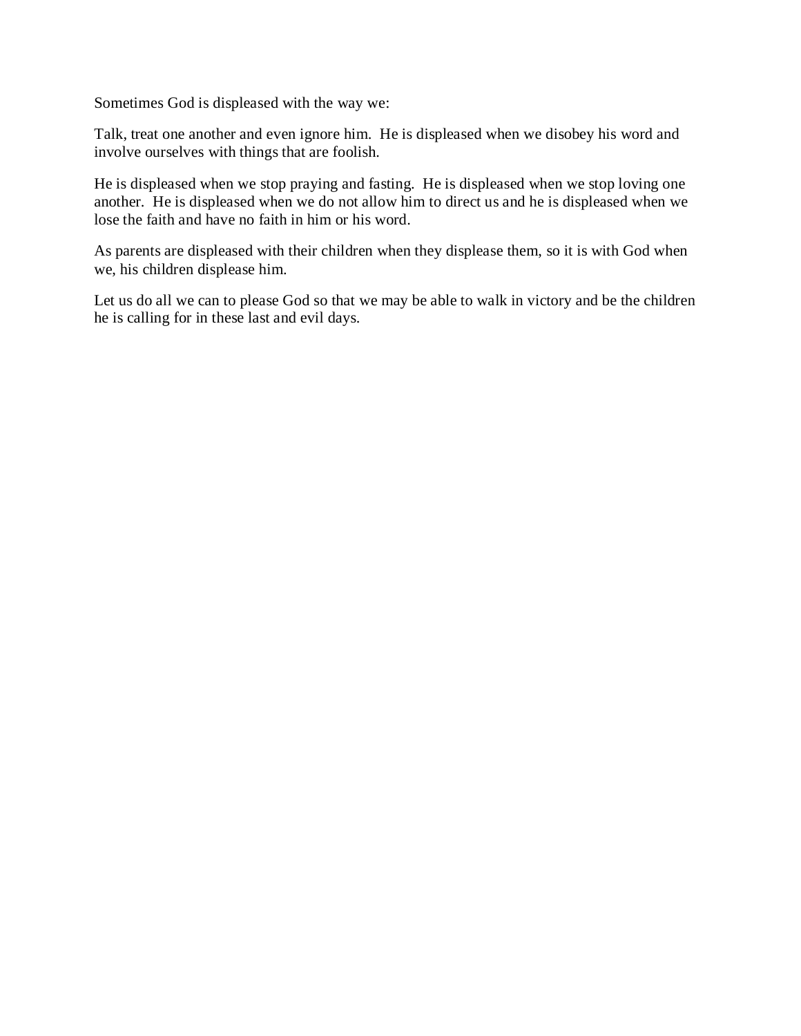Sometimes God is displeased with the way we:

Talk, treat one another and even ignore him.  He is displeased when we disobey his word and involve ourselves with things that are foolish.

He is displeased when we stop praying and fasting.  He is displeased when we stop loving one another.  He is displeased when we do not allow him to direct us and he is displeased when we lose the faith and have no faith in him or his word.

As parents are displeased with their children when they displease them, so it is with God when we, his children displease him.

Let us do all we can to please God so that we may be able to walk in victory and be the children he is calling for in these last and evil days.